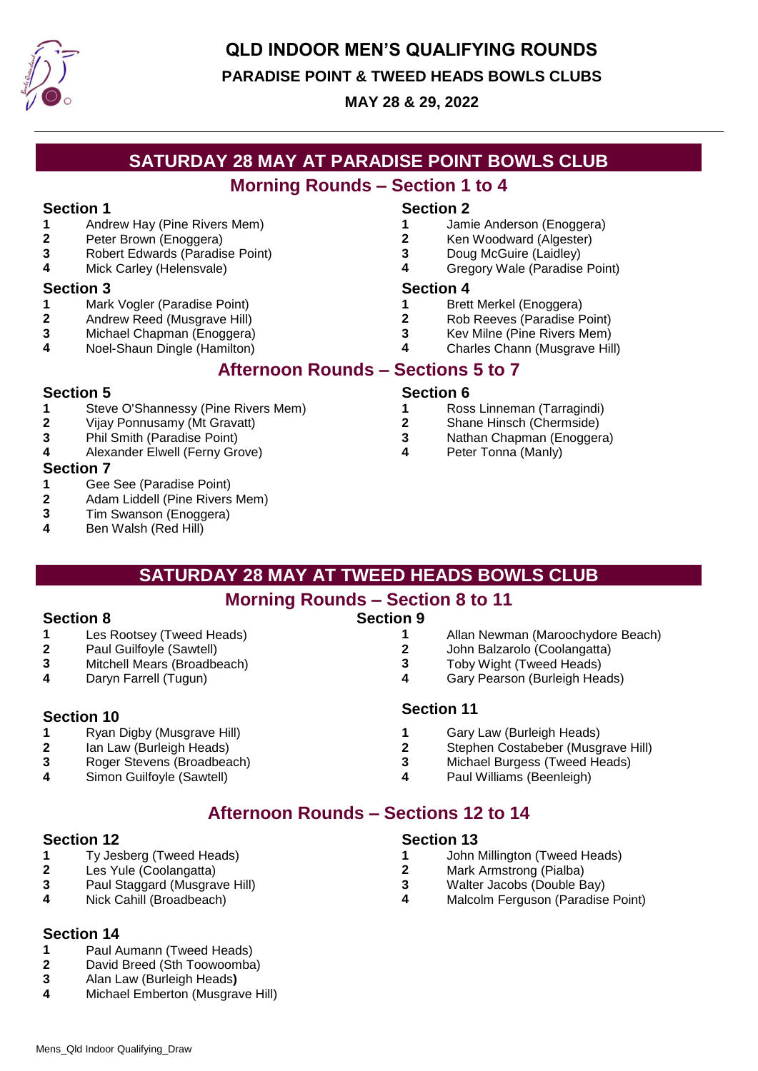# QLD INDOOR MEN'S QUALIFYING ROUNDS

## PARADISE POINT & TWEED HEADS BOWLS CLUBS

**MAY 28 & 29, 2022**

## SATURDAY 28 MAY AT PARADISE POINT BOWLS CLUB

### Morning Rounds – Section 1 to 4

**Section 1**

1. Andrew Hay (Pine Rivers Mem)
2. Peter Brown (Enoggera)
3. Robert Edwards (Paradise Point)
4. Mick Carley (Helensvale)

**Section 2**

1. Jamie Anderson (Enoggera)
2. Ken Woodward (Algester)
3. Doug McGuire (Laidley)
4. Gregory Wale (Paradise Point)

**Section 3**

1. Mark Vogler (Paradise Point)
2. Andrew Reed (Musgrave Hill)
3. Michael Chapman (Enoggera)
4. Noel-Shaun Dingle (Hamilton)

**Section 4**

1. Brett Merkel (Enoggera)
2. Rob Reeves (Paradise Point)
3. Kev Milne (Pine Rivers Mem)
4. Charles Chann (Musgrave Hill)

### Afternoon Rounds – Sections 5 to 7

**Section 5**

1. Steve O'Shannessy (Pine Rivers Mem)
2. Vijay Ponnusamy (Mt Gravatt)
3. Phil Smith (Paradise Point)
4. Alexander Elwell (Ferny Grove)

**Section 6**

1. Ross Linneman (Tarragindi)
2. Shane Hinsch (Chermside)
3. Nathan Chapman (Enoggera)
4. Peter Tonna (Manly)

**Section 7**

1. Gee See (Paradise Point)
2. Adam Liddell (Pine Rivers Mem)
3. Tim Swanson (Enoggera)
4. Ben Walsh (Red Hill)

## SATURDAY 28 MAY AT TWEED HEADS BOWLS CLUB

### Morning Rounds – Section 8 to 11

**Section 8**

1. Les Rootsey (Tweed Heads)
2. Paul Guilfoyle (Sawtell)
3. Mitchell Mears (Broadbeach)
4. Daryn Farrell (Tugun)

**Section 9**

1. Allan Newman (Maroochydore Beach)
2. John Balzarolo (Coolangatta)
3. Toby Wight (Tweed Heads)
4. Gary Pearson (Burleigh Heads)

**Section 10**

1. Ryan Digby (Musgrave Hill)
2. Ian Law (Burleigh Heads)
3. Roger Stevens (Broadbeach)
4. Simon Guilfoyle (Sawtell)

**Section 11**

1. Gary Law (Burleigh Heads)
2. Stephen Costabeber (Musgrave Hill)
3. Michael Burgess (Tweed Heads)
4. Paul Williams (Beenleigh)

### Afternoon Rounds – Sections 12 to 14

**Section 12**

1. Ty Jesberg (Tweed Heads)
2. Les Yule (Coolangatta)
3. Paul Staggard (Musgrave Hill)
4. Nick Cahill (Broadbeach)

**Section 13**

1. John Millington (Tweed Heads)
2. Mark Armstrong (Pialba)
3. Walter Jacobs (Double Bay)
4. Malcolm Ferguson (Paradise Point)

**Section 14**

1. Paul Aumann (Tweed Heads)
2. David Breed (Sth Toowoomba)
3. Alan Law (Burleigh Heads)
4. Michael Emberton (Musgrave Hill)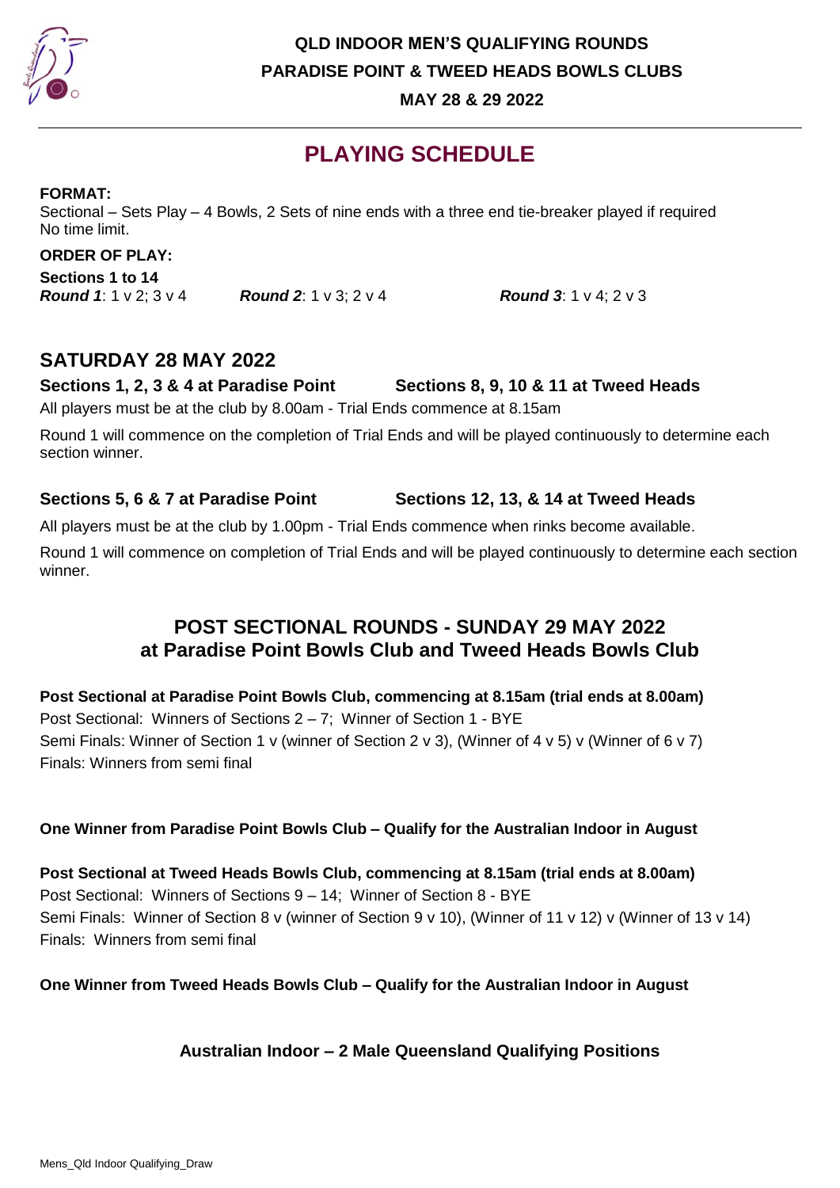**QLD INDOOR MEN'S QUALIFYING ROUNDS**
**PARADISE POINT & TWEED HEADS BOWLS CLUBS**
**MAY 28 & 29 2022**

# PLAYING SCHEDULE

**FORMAT:**
Sectional – Sets Play – 4 Bowls, 2 Sets of nine ends with a three end tie-breaker played if required
No time limit.

**ORDER OF PLAY:**
**Sections 1 to 14**
***Round 1***: 1 v 2; 3 v 4 ***Round 2***: 1 v 3; 2 v 4 ***Round 3***: 1 v 4; 2 v 3

## SATURDAY 28 MAY 2022

### Sections 1, 2, 3 & 4 at Paradise Point Sections 8, 9, 10 & 11 at Tweed Heads

All players must be at the club by 8.00am - Trial Ends commence at 8.15am

Round 1 will commence on the completion of Trial Ends and will be played continuously to determine each section winner.

### Sections 5, 6 & 7 at Paradise Point Sections 12, 13, & 14 at Tweed Heads

All players must be at the club by 1.00pm - Trial Ends commence when rinks become available.

Round 1 will commence on completion of Trial Ends and will be played continuously to determine each section winner.

## POST SECTIONAL ROUNDS - SUNDAY 29 MAY 2022
## at Paradise Point Bowls Club and Tweed Heads Bowls Club

**Post Sectional at Paradise Point Bowls Club, commencing at 8.15am (trial ends at 8.00am)**
Post Sectional: Winners of Sections 2 – 7; Winner of Section 1 - BYE
Semi Finals: Winner of Section 1 v (winner of Section 2 v 3), (Winner of 4 v 5) v (Winner of 6 v 7)
Finals: Winners from semi final

**One Winner from Paradise Point Bowls Club – Qualify for the Australian Indoor in August**

**Post Sectional at Tweed Heads Bowls Club, commencing at 8.15am (trial ends at 8.00am)**
Post Sectional: Winners of Sections 9 – 14; Winner of Section 8 - BYE
Semi Finals: Winner of Section 8 v (winner of Section 9 v 10), (Winner of 11 v 12) v (Winner of 13 v 14)
Finals: Winners from semi final

**One Winner from Tweed Heads Bowls Club – Qualify for the Australian Indoor in August**

**Australian Indoor – 2 Male Queensland Qualifying Positions**